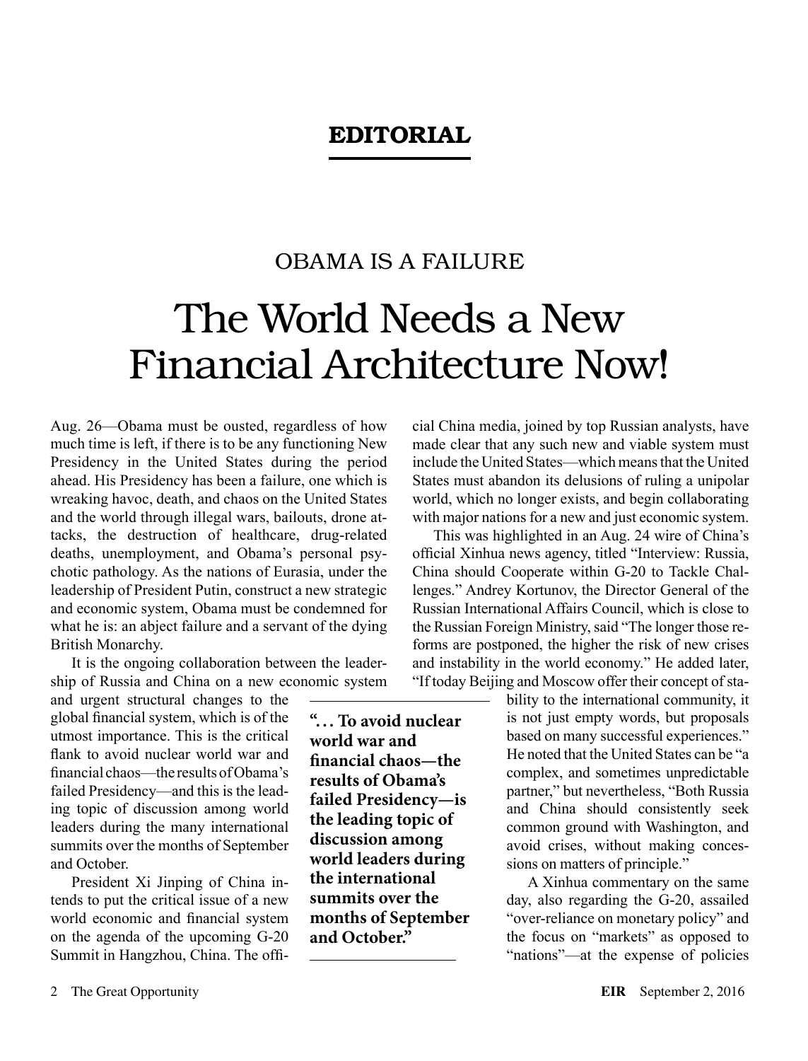## EDITORIAL

OBAMA IS A FAILURE

# The World Needs a New Financial Architecture Now!

Aug. 26—Obama must be ousted, regardless of how much time is left, if there is to be any functioning New Presidency in the United States during the period ahead. His Presidency has been a failure, one which is wreaking havoc, death, and chaos on the United States and the world through illegal wars, bailouts, drone attacks, the destruction of healthcare, drug-related deaths, unemployment, and Obama's personal psychotic pathology. As the nations of Eurasia, under the leadership of President Putin, construct a new strategic and economic system, Obama must be condemned for what he is: an abject failure and a servant of the dying British Monarchy.

It is the ongoing collaboration between the leadership of Russia and China on a new economic system and urgent structural changes to the global financial system, which is of the utmost importance. This is the critical flank to avoid nuclear world war and financial chaos—the results of Obama's failed Presidency—and this is the leading topic of discussion among world leaders during the many international summits over the months of September and October.

**"... To avoid nuclear world war and financial chaos—the results of Obama's failed Presidency—is the leading topic of discussion among world leaders during the international summits over the months of September and October."**

President Xi Jinping of China intends to put the critical issue of a new world economic and financial system on the agenda of the upcoming G-20 Summit in Hangzhou, China. The official China media, joined by top Russian analysts, have made clear that any such new and viable system must include the United States—which means that the United States must abandon its delusions of ruling a unipolar world, which no longer exists, and begin collaborating with major nations for a new and just economic system.

This was highlighted in an Aug. 24 wire of China's official Xinhua news agency, titled "Interview: Russia, China should Cooperate within G-20 to Tackle Challenges." Andrey Kortunov, the Director General of the Russian International Affairs Council, which is close to the Russian Foreign Ministry, said "The longer those reforms are postponed, the higher the risk of new crises and instability in the world economy." He added later, "If today Beijing and Moscow offer their concept of stability to the international community, it is not just empty words, but proposals based on many successful experiences." He noted that the United States can be "a complex, and sometimes unpredictable partner," but nevertheless, "Both Russia and China should consistently seek common ground with Washington, and avoid crises, without making concessions on matters of principle."

A Xinhua commentary on the same day, also regarding the G-20, assailed "over-reliance on monetary policy" and the focus on "markets" as opposed to "nations"—at the expense of policies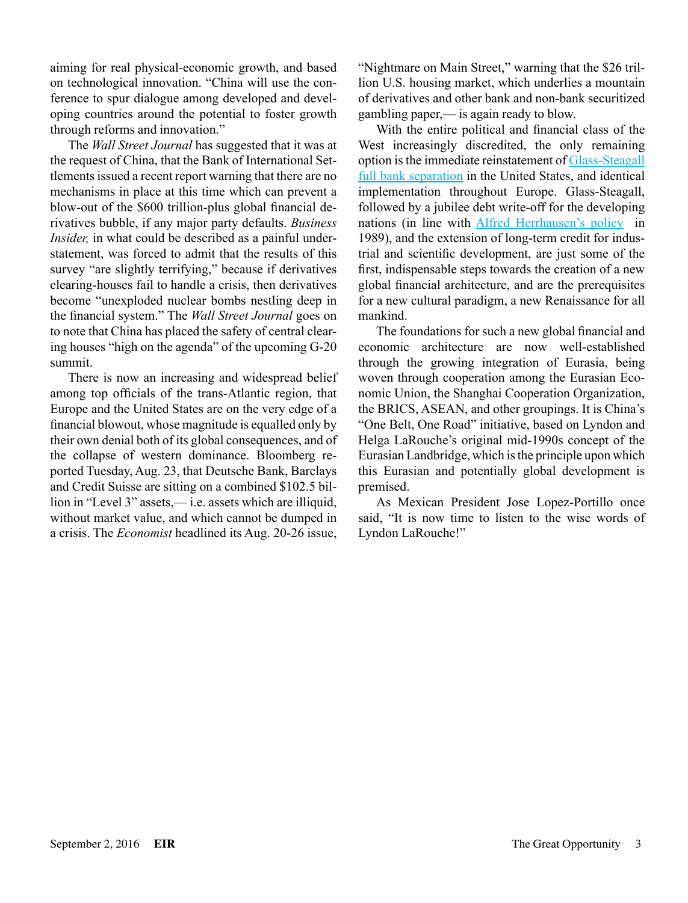aiming for real physical-economic growth, and based on technological innovation. "China will use the conference to spur dialogue among developed and developing countries around the potential to foster growth through reforms and innovation."

The *Wall Street Journal* has suggested that it was at the request of China, that the Bank of International Settlements issued a recent report warning that there are no mechanisms in place at this time which can prevent a blow-out of the $600 trillion-plus global financial derivatives bubble, if any major party defaults. *Business Insider,* in what could be described as a painful understatement, was forced to admit that the results of this survey "are slightly terrifying," because if derivatives clearing-houses fail to handle a crisis, then derivatives become "unexploded nuclear bombs nestling deep in the financial system." The *Wall Street Journal* goes on to note that China has placed the safety of central clearing houses "high on the agenda" of the upcoming G-20 summit.

There is now an increasing and widespread belief among top officials of the trans-Atlantic region, that Europe and the United States are on the very edge of a financial blowout, whose magnitude is equalled only by their own denial both of its global consequences, and of the collapse of western dominance. Bloomberg reported Tuesday, Aug. 23, that Deutsche Bank, Barclays and Credit Suisse are sitting on a combined $102.5 billion in "Level 3" assets,— i.e. assets which are illiquid, without market value, and which cannot be dumped in a crisis. The *Economist* headlined its Aug. 20-26 issue, "Nightmare on Main Street," warning that the $26 trillion U.S. housing market, which underlies a mountain of derivatives and other bank and non-bank securitized gambling paper,— is again ready to blow.

With the entire political and financial class of the West increasingly discredited, the only remaining option is the immediate reinstatement of Glass-Steagall full bank separation in the United States, and identical implementation throughout Europe. Glass-Steagall, followed by a jubilee debt write-off for the developing nations (in line with Alfred Herrhausen's policy in 1989), and the extension of long-term credit for industrial and scientific development, are just some of the first, indispensable steps towards the creation of a new global financial architecture, and are the prerequisites for a new cultural paradigm, a new Renaissance for all mankind.

The foundations for such a new global financial and economic architecture are now well-established through the growing integration of Eurasia, being woven through cooperation among the Eurasian Economic Union, the Shanghai Cooperation Organization, the BRICS, ASEAN, and other groupings. It is China's "One Belt, One Road" initiative, based on Lyndon and Helga LaRouche's original mid-1990s concept of the Eurasian Landbridge, which is the principle upon which this Eurasian and potentially global development is premised.

As Mexican President Jose Lopez-Portillo once said, "It is now time to listen to the wise words of Lyndon LaRouche!"